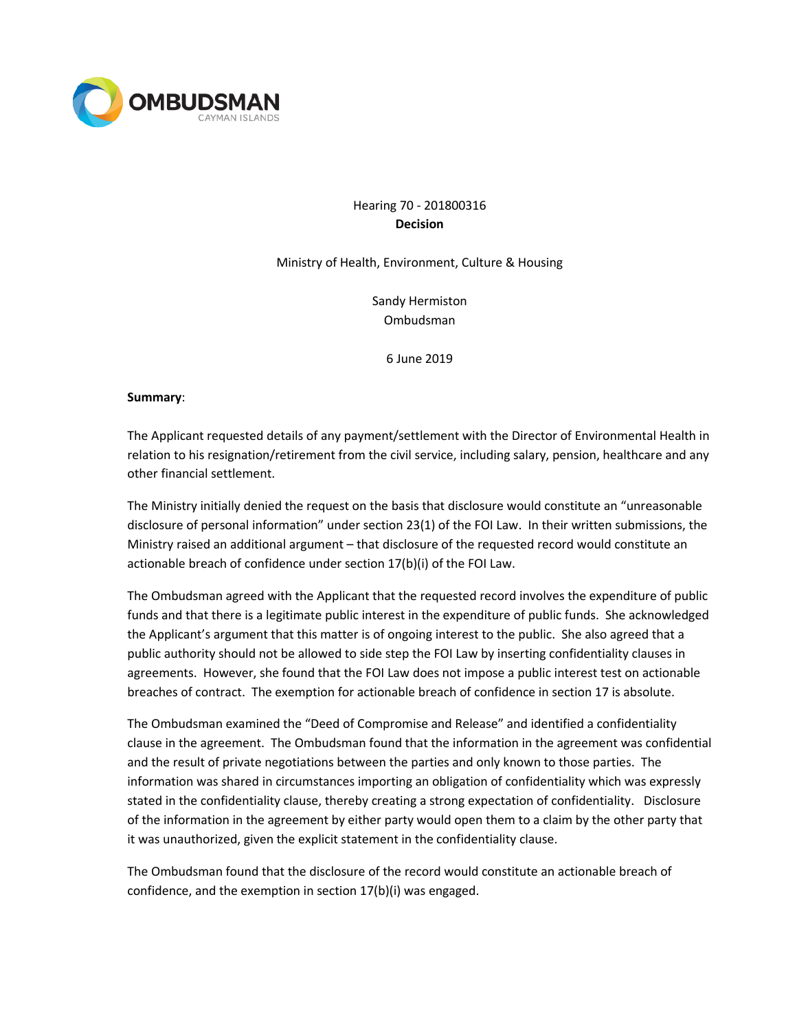OMBUDSMAN
CAYMAN ISLANDS

Hearing 70 - 201800316

**Decision**

Ministry of Health, Environment, Culture & Housing

Sandy Hermiston
Ombudsman

6 June 2019

**Summary**:

The Applicant requested details of any payment/settlement with the Director of Environmental Health in relation to his resignation/retirement from the civil service, including salary, pension, healthcare and any other financial settlement.

The Ministry initially denied the request on the basis that disclosure would constitute an "unreasonable disclosure of personal information" under section 23(1) of the FOI Law. In their written submissions, the Ministry raised an additional argument – that disclosure of the requested record would constitute an actionable breach of confidence under section 17(b)(i) of the FOI Law.

The Ombudsman agreed with the Applicant that the requested record involves the expenditure of public funds and that there is a legitimate public interest in the expenditure of public funds. She acknowledged the Applicant's argument that this matter is of ongoing interest to the public. She also agreed that a public authority should not be allowed to side step the FOI Law by inserting confidentiality clauses in agreements. However, she found that the FOI Law does not impose a public interest test on actionable breaches of contract. The exemption for actionable breach of confidence in section 17 is absolute.

The Ombudsman examined the "Deed of Compromise and Release" and identified a confidentiality clause in the agreement. The Ombudsman found that the information in the agreement was confidential and the result of private negotiations between the parties and only known to those parties. The information was shared in circumstances importing an obligation of confidentiality which was expressly stated in the confidentiality clause, thereby creating a strong expectation of confidentiality. Disclosure of the information in the agreement by either party would open them to a claim by the other party that it was unauthorized, given the explicit statement in the confidentiality clause.

The Ombudsman found that the disclosure of the record would constitute an actionable breach of confidence, and the exemption in section 17(b)(i) was engaged.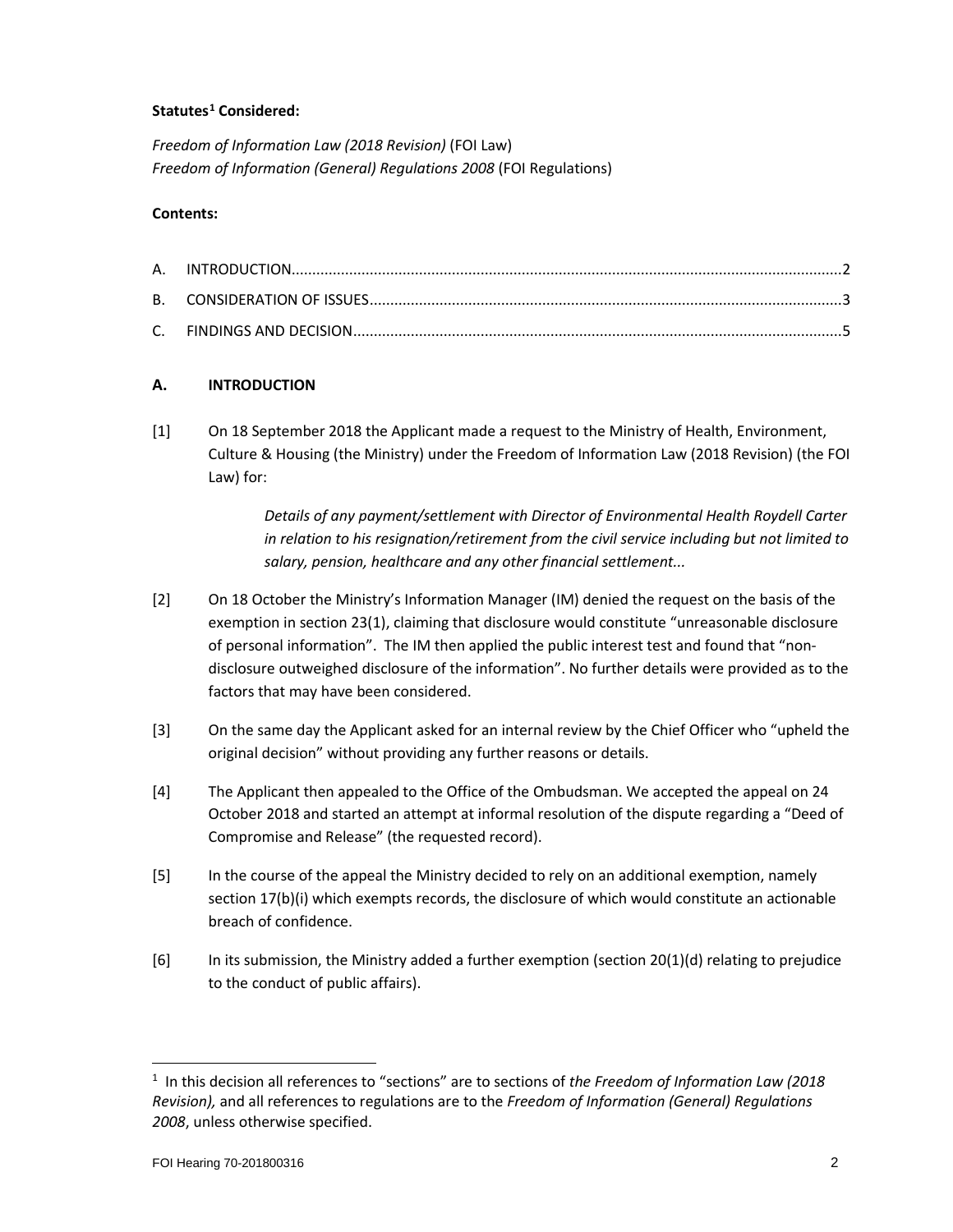**Statutes[1] Considered:**

*Freedom of Information Law (2018 Revision)* (FOI Law)
*Freedom of Information (General) Regulations 2008* (FOI Regulations)

**Contents:**

A. INTRODUCTION....2
B. CONSIDERATION OF ISSUES....3
C. FINDINGS AND DECISION....5

## A. INTRODUCTION

[1] On 18 September 2018 the Applicant made a request to the Ministry of Health, Environment, Culture & Housing (the Ministry) under the Freedom of Information Law (2018 Revision) (the FOI Law) for:

> *Details of any payment/settlement with Director of Environmental Health Roydell Carter in relation to his resignation/retirement from the civil service including but not limited to salary, pension, healthcare and any other financial settlement...*

[2] On 18 October the Ministry's Information Manager (IM) denied the request on the basis of the exemption in section 23(1), claiming that disclosure would constitute "unreasonable disclosure of personal information". The IM then applied the public interest test and found that "non-disclosure outweighed disclosure of the information". No further details were provided as to the factors that may have been considered.

[3] On the same day the Applicant asked for an internal review by the Chief Officer who "upheld the original decision" without providing any further reasons or details.

[4] The Applicant then appealed to the Office of the Ombudsman. We accepted the appeal on 24 October 2018 and started an attempt at informal resolution of the dispute regarding a "Deed of Compromise and Release" (the requested record).

[5] In the course of the appeal the Ministry decided to rely on an additional exemption, namely section 17(b)(i) which exempts records, the disclosure of which would constitute an actionable breach of confidence.

[6] In its submission, the Ministry added a further exemption (section 20(1)(d) relating to prejudice to the conduct of public affairs).

---

[1] In this decision all references to "sections" are to sections of *the Freedom of Information Law (2018 Revision),* and all references to regulations are to the *Freedom of Information (General) Regulations 2008*, unless otherwise specified.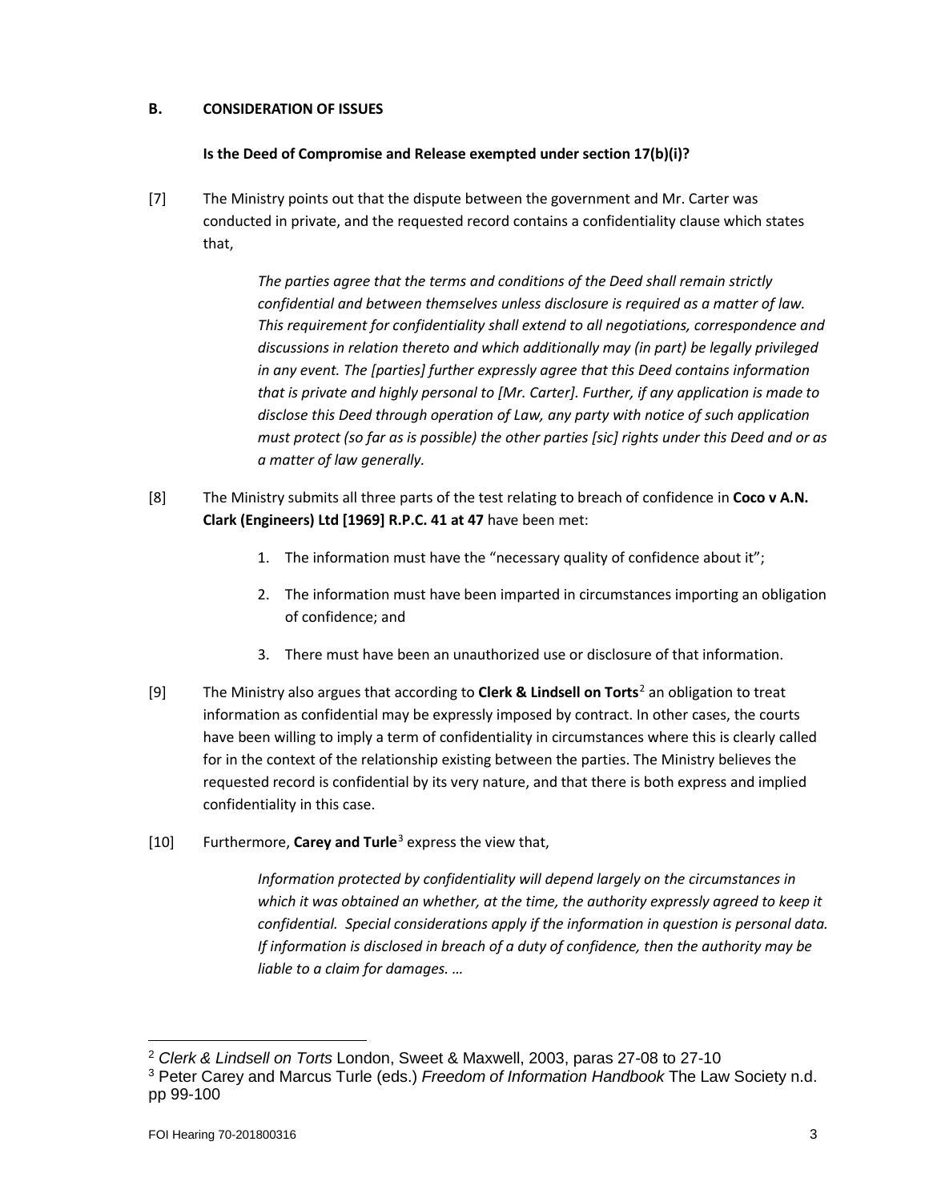## B. CONSIDERATION OF ISSUES

### Is the Deed of Compromise and Release exempted under section 17(b)(i)?

[7] The Ministry points out that the dispute between the government and Mr. Carter was conducted in private, and the requested record contains a confidentiality clause which states that,

> *The parties agree that the terms and conditions of the Deed shall remain strictly confidential and between themselves unless disclosure is required as a matter of law. This requirement for confidentiality shall extend to all negotiations, correspondence and discussions in relation thereto and which additionally may (in part) be legally privileged in any event. The [parties] further expressly agree that this Deed contains information that is private and highly personal to [Mr. Carter]. Further, if any application is made to disclose this Deed through operation of Law, any party with notice of such application must protect (so far as is possible) the other parties [sic] rights under this Deed and or as a matter of law generally.*

[8] The Ministry submits all three parts of the test relating to breach of confidence in **Coco v A.N. Clark (Engineers) Ltd [1969] R.P.C. 41 at 47** have been met:

1. The information must have the "necessary quality of confidence about it";
2. The information must have been imparted in circumstances importing an obligation of confidence; and
3. There must have been an unauthorized use or disclosure of that information.

[9] The Ministry also argues that according to **Clerk & Lindsell on Torts**[2] an obligation to treat information as confidential may be expressly imposed by contract. In other cases, the courts have been willing to imply a term of confidentiality in circumstances where this is clearly called for in the context of the relationship existing between the parties. The Ministry believes the requested record is confidential by its very nature, and that there is both express and implied confidentiality in this case.

[10] Furthermore, **Carey and Turle**[3] express the view that,

> *Information protected by confidentiality will depend largely on the circumstances in which it was obtained an whether, at the time, the authority expressly agreed to keep it confidential. Special considerations apply if the information in question is personal data. If information is disclosed in breach of a duty of confidence, then the authority may be liable to a claim for damages. …*

---

[2] *Clerk & Lindsell on Torts* London, Sweet & Maxwell, 2003, paras 27-08 to 27-10

[3] Peter Carey and Marcus Turle (eds.) *Freedom of Information Handbook* The Law Society n.d. pp 99-100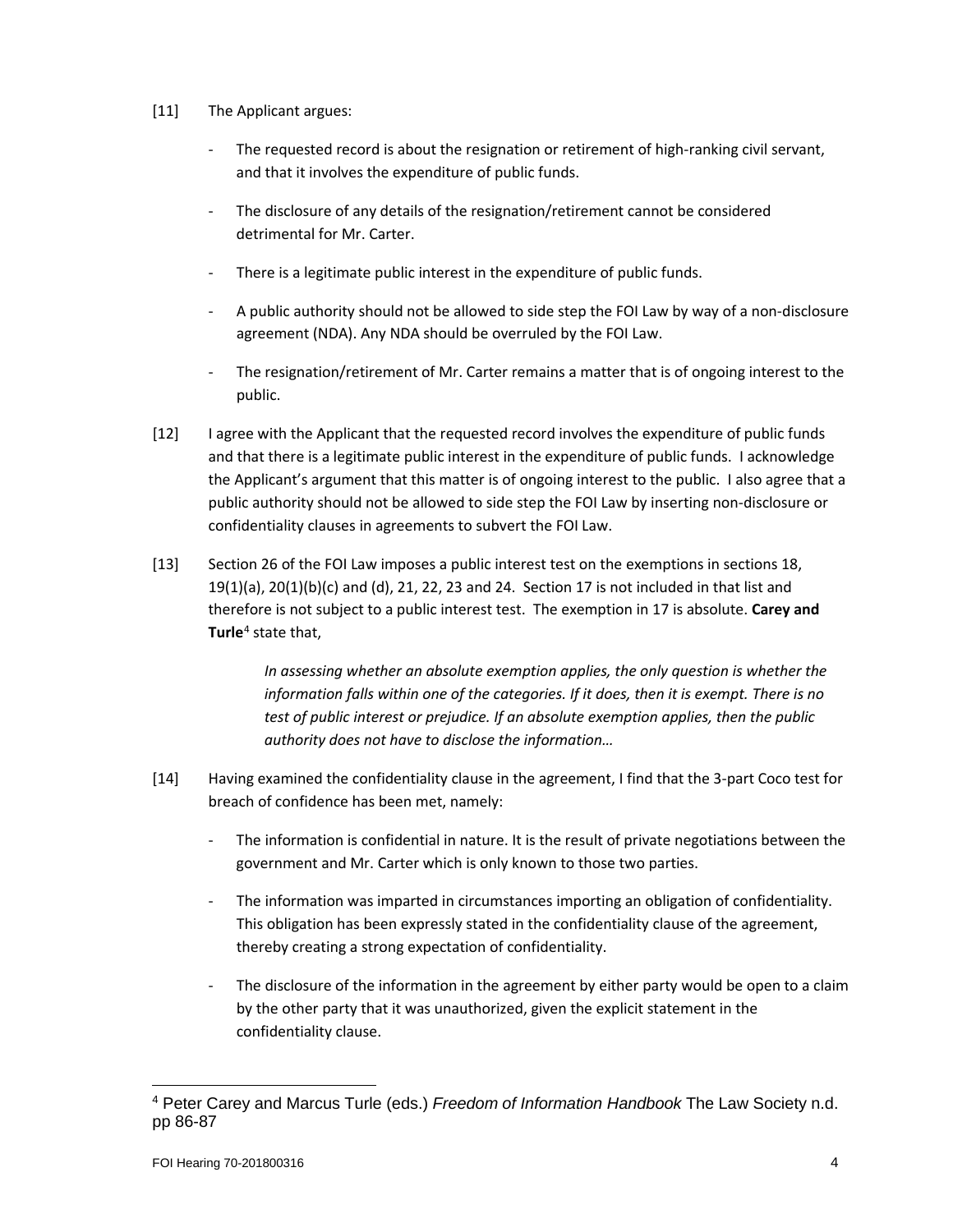[11] The Applicant argues:

- The requested record is about the resignation or retirement of high-ranking civil servant, and that it involves the expenditure of public funds.
- The disclosure of any details of the resignation/retirement cannot be considered detrimental for Mr. Carter.
- There is a legitimate public interest in the expenditure of public funds.
- A public authority should not be allowed to side step the FOI Law by way of a non-disclosure agreement (NDA). Any NDA should be overruled by the FOI Law.
- The resignation/retirement of Mr. Carter remains a matter that is of ongoing interest to the public.

[12] I agree with the Applicant that the requested record involves the expenditure of public funds and that there is a legitimate public interest in the expenditure of public funds. I acknowledge the Applicant's argument that this matter is of ongoing interest to the public. I also agree that a public authority should not be allowed to side step the FOI Law by inserting non-disclosure or confidentiality clauses in agreements to subvert the FOI Law.

[13] Section 26 of the FOI Law imposes a public interest test on the exemptions in sections 18, 19(1)(a), 20(1)(b)(c) and (d), 21, 22, 23 and 24. Section 17 is not included in that list and therefore is not subject to a public interest test. The exemption in 17 is absolute. **Carey and Turle**[4] state that,

> *In assessing whether an absolute exemption applies, the only question is whether the information falls within one of the categories. If it does, then it is exempt. There is no test of public interest or prejudice. If an absolute exemption applies, then the public authority does not have to disclose the information…*

[14] Having examined the confidentiality clause in the agreement, I find that the 3-part Coco test for breach of confidence has been met, namely:

- The information is confidential in nature. It is the result of private negotiations between the government and Mr. Carter which is only known to those two parties.
- The information was imparted in circumstances importing an obligation of confidentiality. This obligation has been expressly stated in the confidentiality clause of the agreement, thereby creating a strong expectation of confidentiality.
- The disclosure of the information in the agreement by either party would be open to a claim by the other party that it was unauthorized, given the explicit statement in the confidentiality clause.

---

[4] Peter Carey and Marcus Turle (eds.) *Freedom of Information Handbook* The Law Society n.d. pp 86-87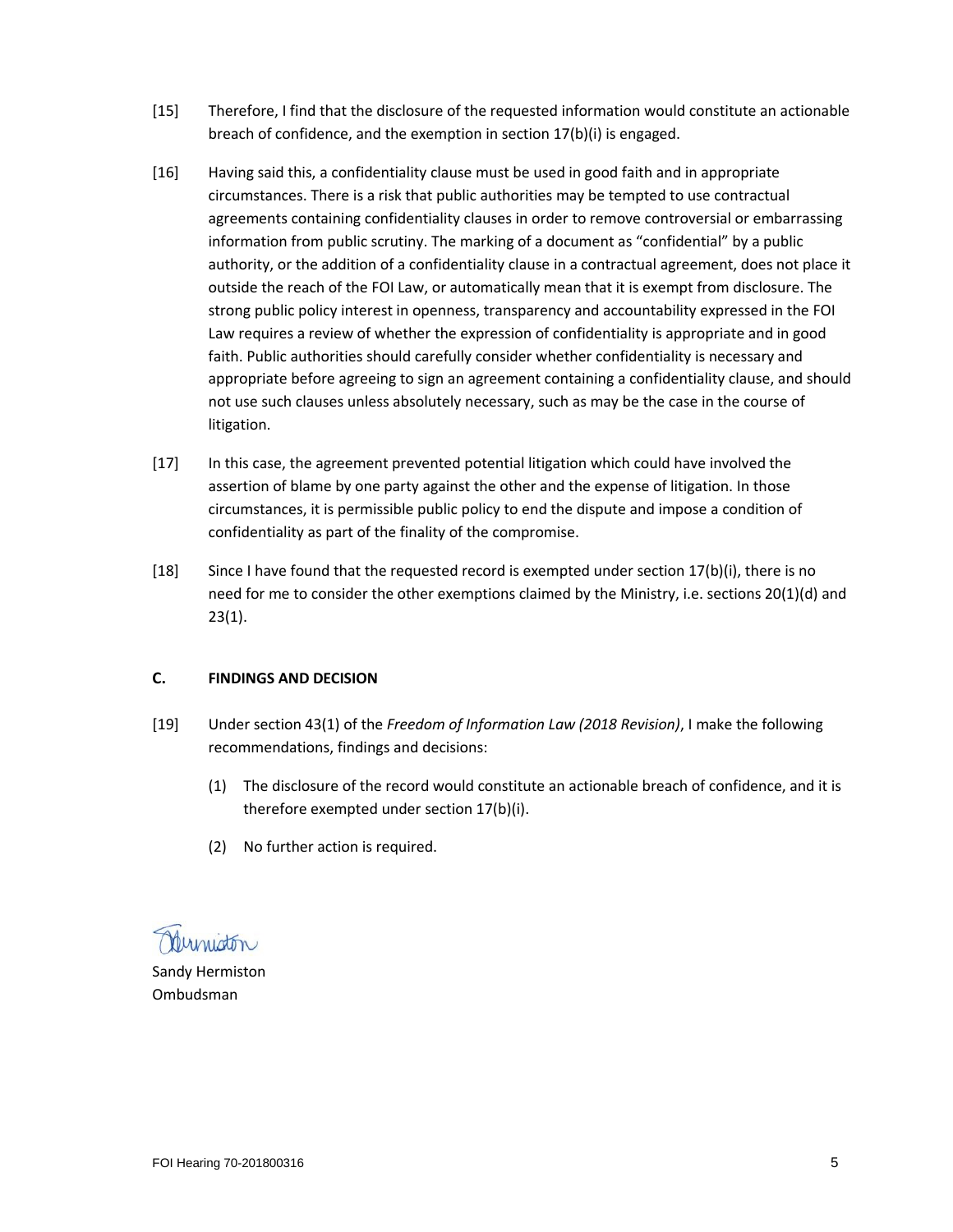[15] Therefore, I find that the disclosure of the requested information would constitute an actionable breach of confidence, and the exemption in section 17(b)(i) is engaged.

[16] Having said this, a confidentiality clause must be used in good faith and in appropriate circumstances. There is a risk that public authorities may be tempted to use contractual agreements containing confidentiality clauses in order to remove controversial or embarrassing information from public scrutiny. The marking of a document as "confidential" by a public authority, or the addition of a confidentiality clause in a contractual agreement, does not place it outside the reach of the FOI Law, or automatically mean that it is exempt from disclosure. The strong public policy interest in openness, transparency and accountability expressed in the FOI Law requires a review of whether the expression of confidentiality is appropriate and in good faith. Public authorities should carefully consider whether confidentiality is necessary and appropriate before agreeing to sign an agreement containing a confidentiality clause, and should not use such clauses unless absolutely necessary, such as may be the case in the course of litigation.

[17] In this case, the agreement prevented potential litigation which could have involved the assertion of blame by one party against the other and the expense of litigation. In those circumstances, it is permissible public policy to end the dispute and impose a condition of confidentiality as part of the finality of the compromise.

[18] Since I have found that the requested record is exempted under section 17(b)(i), there is no need for me to consider the other exemptions claimed by the Ministry, i.e. sections 20(1)(d) and 23(1).

## C. FINDINGS AND DECISION

[19] Under section 43(1) of the *Freedom of Information Law (2018 Revision)*, I make the following recommendations, findings and decisions:

(1) The disclosure of the record would constitute an actionable breach of confidence, and it is therefore exempted under section 17(b)(i).

(2) No further action is required.

Sandy Hermiston
Ombudsman